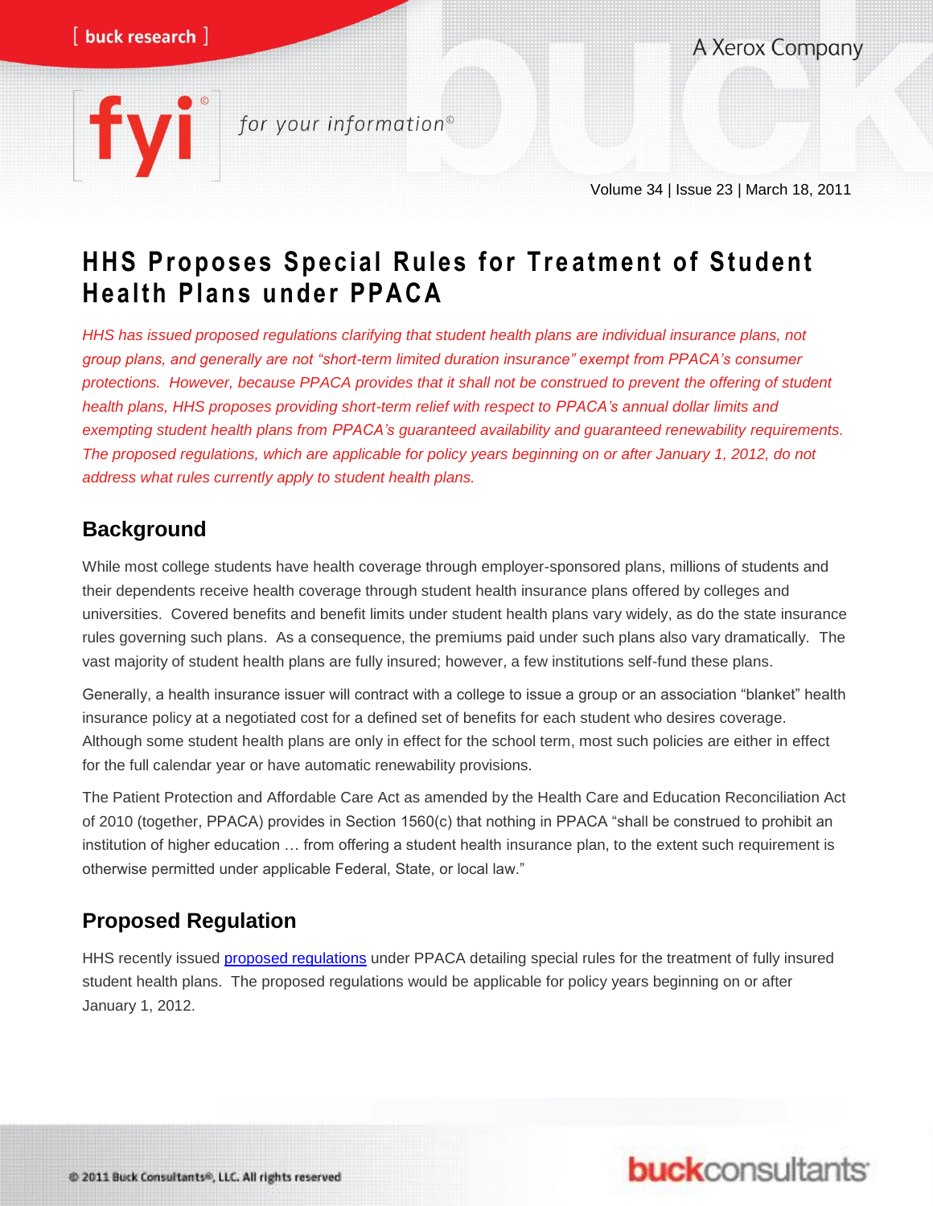# HHS Proposes Special Rules for Treatment of Student Health Plans under PPACA

*HHS has issued proposed regulations clarifying that student health plans are individual insurance plans, not group plans, and generally are not "short-term limited duration insurance" exempt from PPACA's consumer protections. However, because PPACA provides that it shall not be construed to prevent the offering of student health plans, HHS proposes providing short-term relief with respect to PPACA's annual dollar limits and exempting student health plans from PPACA's guaranteed availability and guaranteed renewability requirements. The proposed regulations, which are applicable for policy years beginning on or after January 1, 2012, do not address what rules currently apply to student health plans.*

## Background

While most college students have health coverage through employer-sponsored plans, millions of students and their dependents receive health coverage through student health insurance plans offered by colleges and universities. Covered benefits and benefit limits under student health plans vary widely, as do the state insurance rules governing such plans. As a consequence, the premiums paid under such plans also vary dramatically. The vast majority of student health plans are fully insured; however, a few institutions self-fund these plans.

Generally, a health insurance issuer will contract with a college to issue a group or an association "blanket" health insurance policy at a negotiated cost for a defined set of benefits for each student who desires coverage. Although some student health plans are only in effect for the school term, most such policies are either in effect for the full calendar year or have automatic renewability provisions.

The Patient Protection and Affordable Care Act as amended by the Health Care and Education Reconciliation Act of 2010 (together, PPACA) provides in Section 1560(c) that nothing in PPACA "shall be construed to prohibit an institution of higher education … from offering a student health insurance plan, to the extent such requirement is otherwise permitted under applicable Federal, State, or local law."

## Proposed Regulation

HHS recently issued proposed regulations under PPACA detailing special rules for the treatment of fully insured student health plans. The proposed regulations would be applicable for policy years beginning on or after January 1, 2012.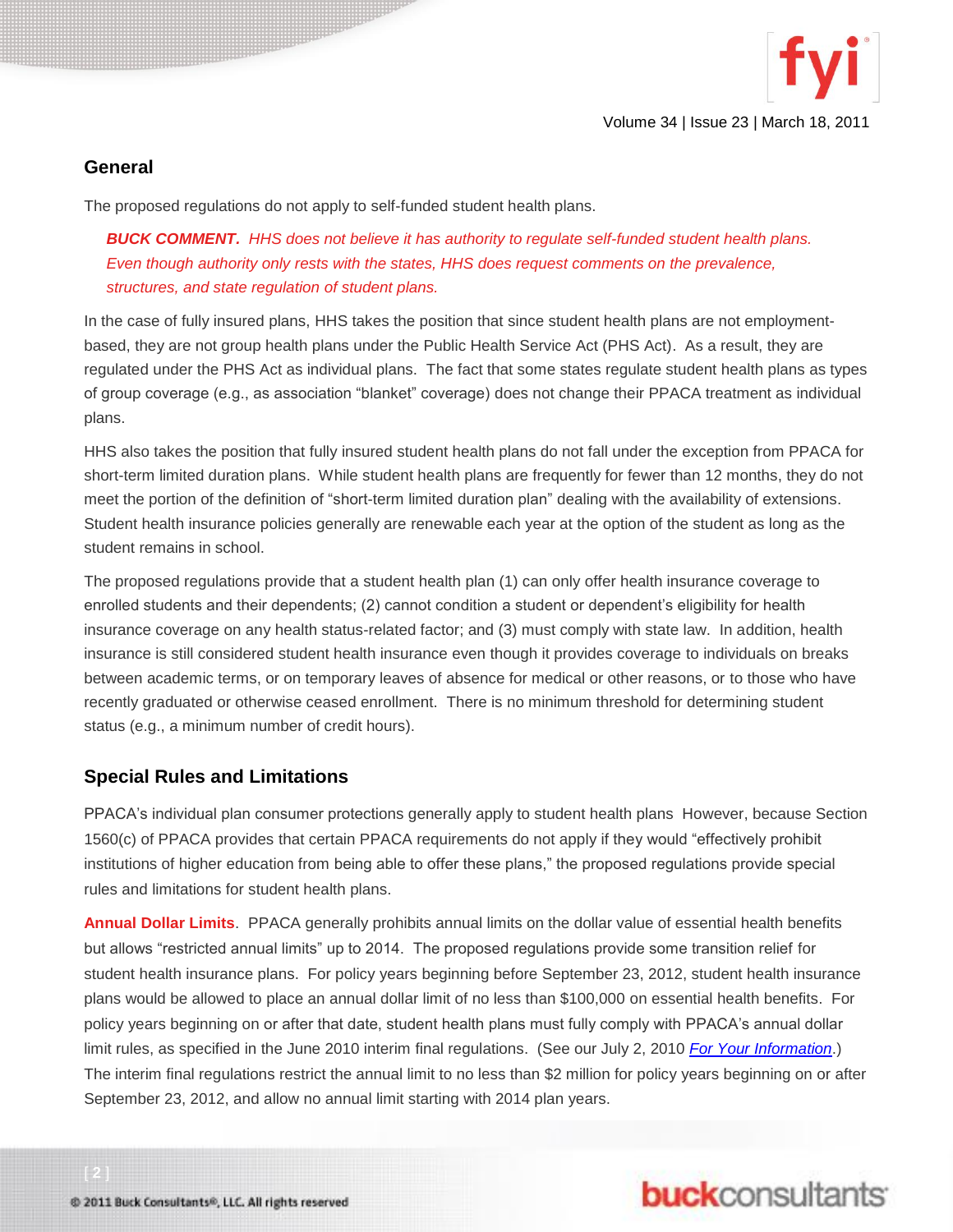## General

The proposed regulations do not apply to self-funded student health plans.

> ***BUCK COMMENT.*** *HHS does not believe it has authority to regulate self-funded student health plans. Even though authority only rests with the states, HHS does request comments on the prevalence, structures, and state regulation of student plans.*

In the case of fully insured plans, HHS takes the position that since student health plans are not employment-based, they are not group health plans under the Public Health Service Act (PHS Act). As a result, they are regulated under the PHS Act as individual plans. The fact that some states regulate student health plans as types of group coverage (e.g., as association "blanket" coverage) does not change their PPACA treatment as individual plans.

HHS also takes the position that fully insured student health plans do not fall under the exception from PPACA for short-term limited duration plans. While student health plans are frequently for fewer than 12 months, they do not meet the portion of the definition of "short-term limited duration plan" dealing with the availability of extensions. Student health insurance policies generally are renewable each year at the option of the student as long as the student remains in school.

The proposed regulations provide that a student health plan (1) can only offer health insurance coverage to enrolled students and their dependents; (2) cannot condition a student or dependent's eligibility for health insurance coverage on any health status-related factor; and (3) must comply with state law. In addition, health insurance is still considered student health insurance even though it provides coverage to individuals on breaks between academic terms, or on temporary leaves of absence for medical or other reasons, or to those who have recently graduated or otherwise ceased enrollment. There is no minimum threshold for determining student status (e.g., a minimum number of credit hours).

## Special Rules and Limitations

PPACA's individual plan consumer protections generally apply to student health plans However, because Section 1560(c) of PPACA provides that certain PPACA requirements do not apply if they would "effectively prohibit institutions of higher education from being able to offer these plans," the proposed regulations provide special rules and limitations for student health plans.

**Annual Dollar Limits**. PPACA generally prohibits annual limits on the dollar value of essential health benefits but allows "restricted annual limits" up to 2014. The proposed regulations provide some transition relief for student health insurance plans. For policy years beginning before September 23, 2012, student health insurance plans would be allowed to place an annual dollar limit of no less than $100,000 on essential health benefits. For policy years beginning on or after that date, student health plans must fully comply with PPACA's annual dollar limit rules, as specified in the June 2010 interim final regulations. (See our July 2, 2010 *For Your Information*.) The interim final regulations restrict the annual limit to no less than $2 million for policy years beginning on or after September 23, 2012, and allow no annual limit starting with 2014 plan years.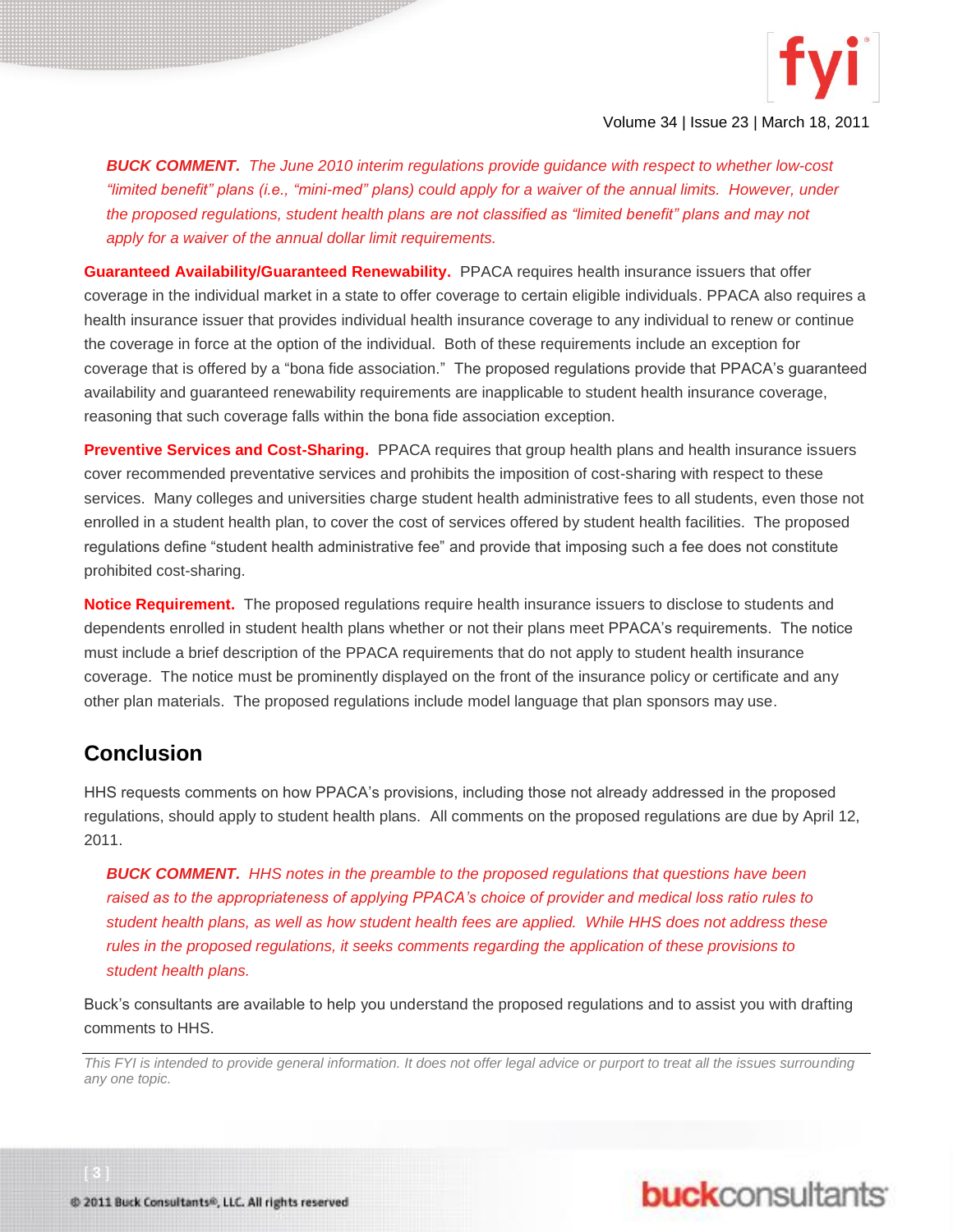***BUCK COMMENT.*** *The June 2010 interim regulations provide guidance with respect to whether low-cost "limited benefit" plans (i.e., "mini-med" plans) could apply for a waiver of the annual limits. However, under the proposed regulations, student health plans are not classified as "limited benefit" plans and may not apply for a waiver of the annual dollar limit requirements.*

**Guaranteed Availability/Guaranteed Renewability.** PPACA requires health insurance issuers that offer coverage in the individual market in a state to offer coverage to certain eligible individuals. PPACA also requires a health insurance issuer that provides individual health insurance coverage to any individual to renew or continue the coverage in force at the option of the individual. Both of these requirements include an exception for coverage that is offered by a "bona fide association." The proposed regulations provide that PPACA's guaranteed availability and guaranteed renewability requirements are inapplicable to student health insurance coverage, reasoning that such coverage falls within the bona fide association exception.

**Preventive Services and Cost-Sharing.** PPACA requires that group health plans and health insurance issuers cover recommended preventative services and prohibits the imposition of cost-sharing with respect to these services. Many colleges and universities charge student health administrative fees to all students, even those not enrolled in a student health plan, to cover the cost of services offered by student health facilities. The proposed regulations define "student health administrative fee" and provide that imposing such a fee does not constitute prohibited cost-sharing.

**Notice Requirement.** The proposed regulations require health insurance issuers to disclose to students and dependents enrolled in student health plans whether or not their plans meet PPACA's requirements. The notice must include a brief description of the PPACA requirements that do not apply to student health insurance coverage. The notice must be prominently displayed on the front of the insurance policy or certificate and any other plan materials. The proposed regulations include model language that plan sponsors may use.

## Conclusion

HHS requests comments on how PPACA's provisions, including those not already addressed in the proposed regulations, should apply to student health plans. All comments on the proposed regulations are due by April 12, 2011.

***BUCK COMMENT.*** *HHS notes in the preamble to the proposed regulations that questions have been raised as to the appropriateness of applying PPACA's choice of provider and medical loss ratio rules to student health plans, as well as how student health fees are applied. While HHS does not address these rules in the proposed regulations, it seeks comments regarding the application of these provisions to student health plans.*

Buck's consultants are available to help you understand the proposed regulations and to assist you with drafting comments to HHS.

---

*This FYI is intended to provide general information. It does not offer legal advice or purport to treat all the issues surrounding any one topic.*

© 2011 Buck Consultants®, LLC. All rights reserved